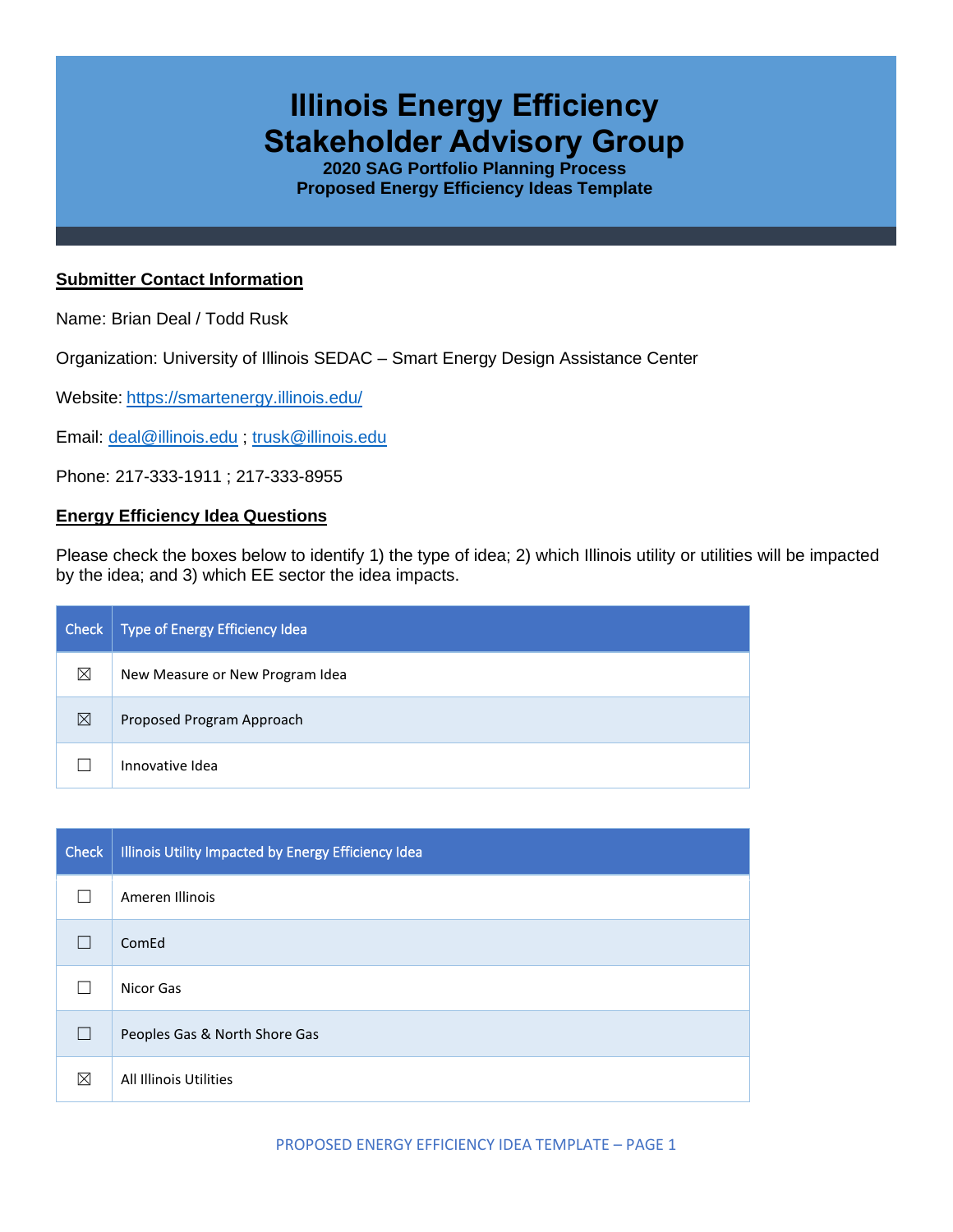# Illinois Energy Efficiency Stakeholder Advisory Group

**2020 SAG Portfolio Planning Process**
**Proposed Energy Efficiency Ideas Template**

## Submitter Contact Information

Name: Brian Deal / Todd Rusk

Organization: University of Illinois SEDAC – Smart Energy Design Assistance Center

Website: https://smartenergy.illinois.edu/

Email: deal@illinois.edu ; trusk@illinois.edu

Phone: 217-333-1911 ; 217-333-8955

## Energy Efficiency Idea Questions

Please check the boxes below to identify 1) the type of idea; 2) which Illinois utility or utilities will be impacted by the idea; and 3) which EE sector the idea impacts.

| Check | Type of Energy Efficiency Idea |
|---|---|
| ☒ | New Measure or New Program Idea |
| ☒ | Proposed Program Approach |
| ☐ | Innovative Idea |

| Check | Illinois Utility Impacted by Energy Efficiency Idea |
|---|---|
| ☐ | Ameren Illinois |
| ☐ | ComEd |
| ☐ | Nicor Gas |
| ☐ | Peoples Gas & North Shore Gas |
| ☒ | All Illinois Utilities |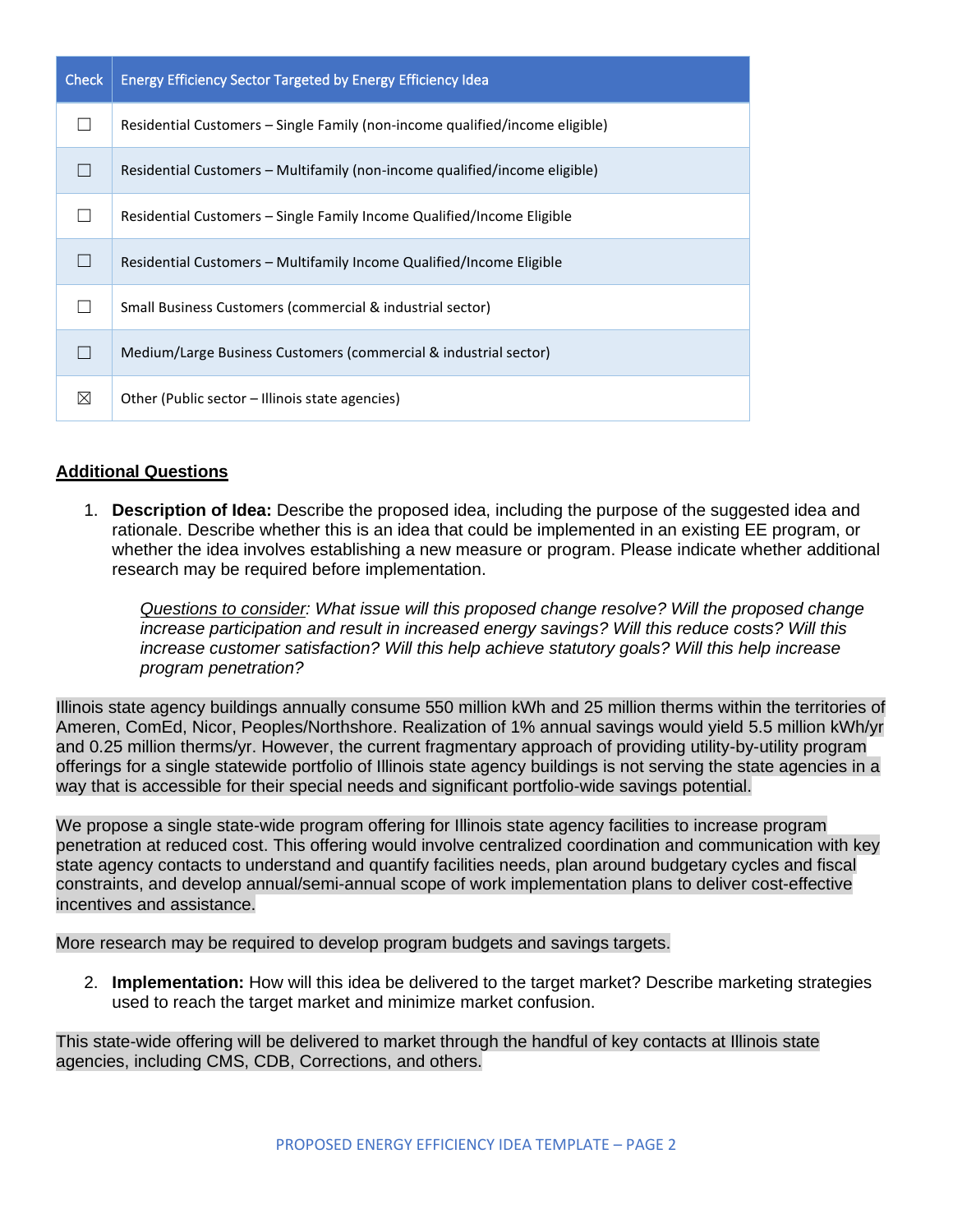| Check | Energy Efficiency Sector Targeted by Energy Efficiency Idea |
|---|---|
| ☐ | Residential Customers – Single Family (non-income qualified/income eligible) |
| ☐ | Residential Customers – Multifamily (non-income qualified/income eligible) |
| ☐ | Residential Customers – Single Family Income Qualified/Income Eligible |
| ☐ | Residential Customers – Multifamily Income Qualified/Income Eligible |
| ☐ | Small Business Customers (commercial & industrial sector) |
| ☐ | Medium/Large Business Customers (commercial & industrial sector) |
| ☒ | Other (Public sector – Illinois state agencies) |

## Additional Questions

1. **Description of Idea:** Describe the proposed idea, including the purpose of the suggested idea and rationale. Describe whether this is an idea that could be implemented in an existing EE program, or whether the idea involves establishing a new measure or program. Please indicate whether additional research may be required before implementation.

   *Questions to consider: What issue will this proposed change resolve? Will the proposed change increase participation and result in increased energy savings? Will this reduce costs? Will this increase customer satisfaction? Will this help achieve statutory goals? Will this help increase program penetration?*

Illinois state agency buildings annually consume 550 million kWh and 25 million therms within the territories of Ameren, ComEd, Nicor, Peoples/Northshore. Realization of 1% annual savings would yield 5.5 million kWh/yr and 0.25 million therms/yr. However, the current fragmentary approach of providing utility-by-utility program offerings for a single statewide portfolio of Illinois state agency buildings is not serving the state agencies in a way that is accessible for their special needs and significant portfolio-wide savings potential.

We propose a single state-wide program offering for Illinois state agency facilities to increase program penetration at reduced cost. This offering would involve centralized coordination and communication with key state agency contacts to understand and quantify facilities needs, plan around budgetary cycles and fiscal constraints, and develop annual/semi-annual scope of work implementation plans to deliver cost-effective incentives and assistance.

More research may be required to develop program budgets and savings targets.

2. **Implementation:** How will this idea be delivered to the target market? Describe marketing strategies used to reach the target market and minimize market confusion.

This state-wide offering will be delivered to market through the handful of key contacts at Illinois state agencies, including CMS, CDB, Corrections, and others.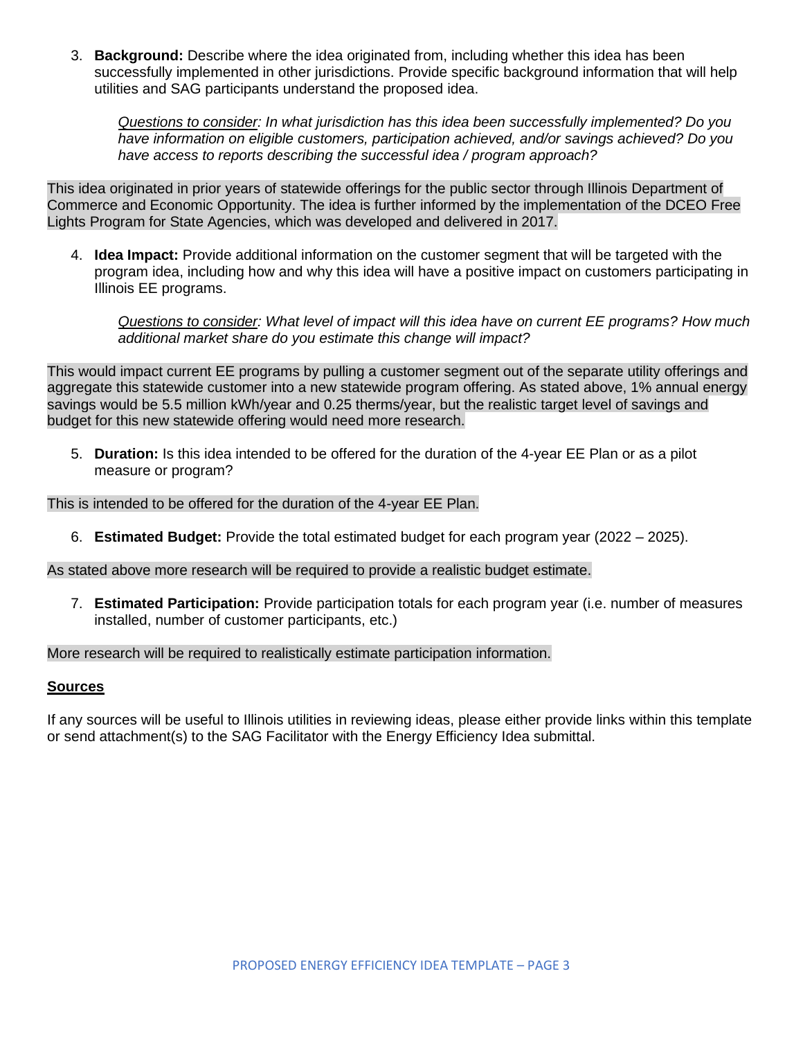3. **Background:** Describe where the idea originated from, including whether this idea has been successfully implemented in other jurisdictions. Provide specific background information that will help utilities and SAG participants understand the proposed idea.

   *Questions to consider: In what jurisdiction has this idea been successfully implemented? Do you have information on eligible customers, participation achieved, and/or savings achieved? Do you have access to reports describing the successful idea / program approach?*

This idea originated in prior years of statewide offerings for the public sector through Illinois Department of Commerce and Economic Opportunity. The idea is further informed by the implementation of the DCEO Free Lights Program for State Agencies, which was developed and delivered in 2017.

4. **Idea Impact:** Provide additional information on the customer segment that will be targeted with the program idea, including how and why this idea will have a positive impact on customers participating in Illinois EE programs.

   *Questions to consider: What level of impact will this idea have on current EE programs? How much additional market share do you estimate this change will impact?*

This would impact current EE programs by pulling a customer segment out of the separate utility offerings and aggregate this statewide customer into a new statewide program offering. As stated above, 1% annual energy savings would be 5.5 million kWh/year and 0.25 therms/year, but the realistic target level of savings and budget for this new statewide offering would need more research.

5. **Duration:** Is this idea intended to be offered for the duration of the 4-year EE Plan or as a pilot measure or program?

This is intended to be offered for the duration of the 4-year EE Plan.

6. **Estimated Budget:** Provide the total estimated budget for each program year (2022 – 2025).

As stated above more research will be required to provide a realistic budget estimate.

7. **Estimated Participation:** Provide participation totals for each program year (i.e. number of measures installed, number of customer participants, etc.)

More research will be required to realistically estimate participation information.

**Sources**

If any sources will be useful to Illinois utilities in reviewing ideas, please either provide links within this template or send attachment(s) to the SAG Facilitator with the Energy Efficiency Idea submittal.